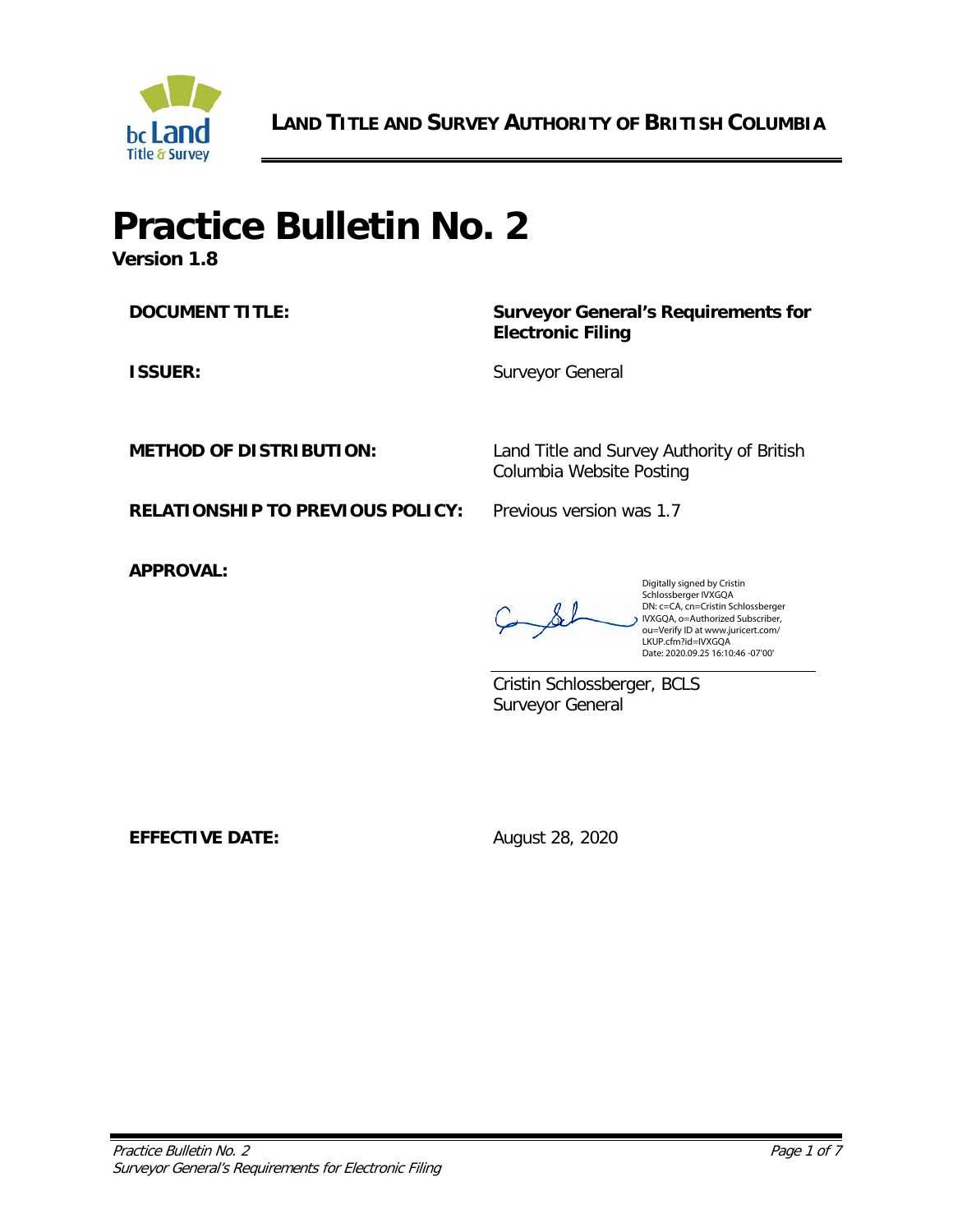**LAND TITLE AND SURVEY AUTHORITY OF BRITISH COLUMBIA**

# Practice Bulletin No. 2

**Version 1.8**

| | |
|---|---|
| **DOCUMENT TITLE:** | **Surveyor General's Requirements for Electronic Filing** |
| **ISSUER:** | Surveyor General |
| **METHOD OF DISTRIBUTION:** | Land Title and Survey Authority of British Columbia Website Posting |
| **RELATIONSHIP TO PREVIOUS POLICY:** | Previous version was 1.7 |
| **APPROVAL:** | Digitally signed by Cristin Schlossberger IVXGQA<br>DN: c=CA, cn=Cristin Schlossberger IVXGQA, o=Authorized Subscriber, ou=Verify ID at www.juricert.com/LKUP.cfm?id=IVXGQA<br>Date: 2020.09.25 16:10:46 -07'00'<br><br>Cristin Schlossberger, BCLS<br>Surveyor General |
| **EFFECTIVE DATE:** | August 28, 2020 |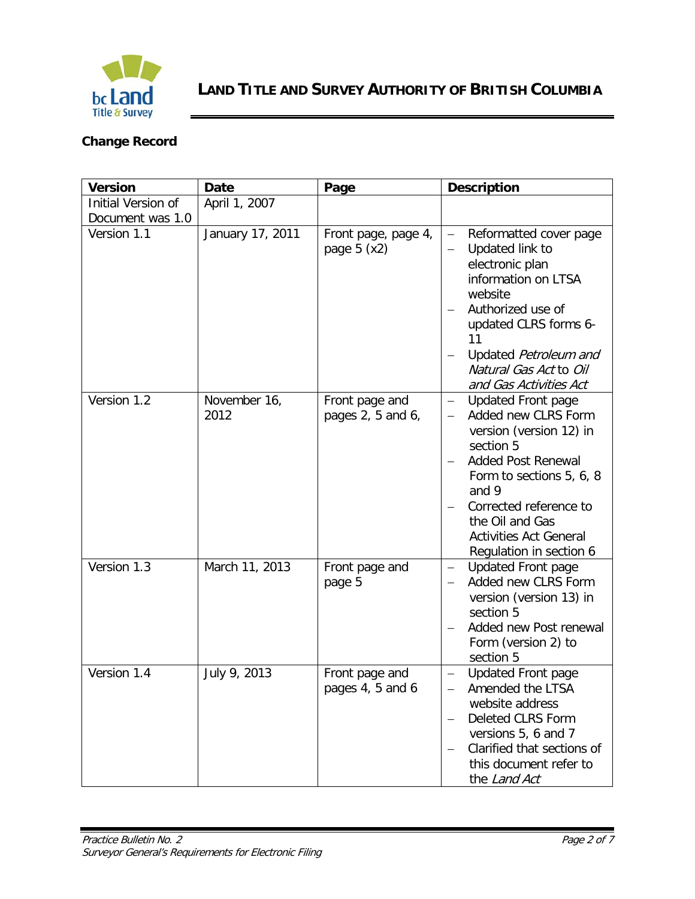**LAND TITLE AND SURVEY AUTHORITY OF BRITISH COLUMBIA**

**Change Record**

| Version | Date | Page | Description |
|---|---|---|---|
| Initial Version of Document was 1.0 | April 1, 2007 | | |
| Version 1.1 | January 17, 2011 | Front page, page 4, page 5 (x2) | – Reformatted cover page<br>– Updated link to electronic plan information on LTSA website<br>– Authorized use of updated CLRS forms 6-11<br>– Updated *Petroleum and Natural Gas Act* to *Oil and Gas Activities Act* |
| Version 1.2 | November 16, 2012 | Front page and pages 2, 5 and 6, | – Updated Front page<br>– Added new CLRS Form version (version 12) in section 5<br>– Added Post Renewal Form to sections 5, 6, 8 and 9<br>– Corrected reference to the Oil and Gas Activities Act General Regulation in section 6 |
| Version 1.3 | March 11, 2013 | Front page and page 5 | – Updated Front page<br>– Added new CLRS Form version (version 13) in section 5<br>– Added new Post renewal Form (version 2) to section 5 |
| Version 1.4 | July 9, 2013 | Front page and pages 4, 5 and 6 | – Updated Front page<br>– Amended the LTSA website address<br>– Deleted CLRS Form versions 5, 6 and 7<br>– Clarified that sections of this document refer to the *Land Act* |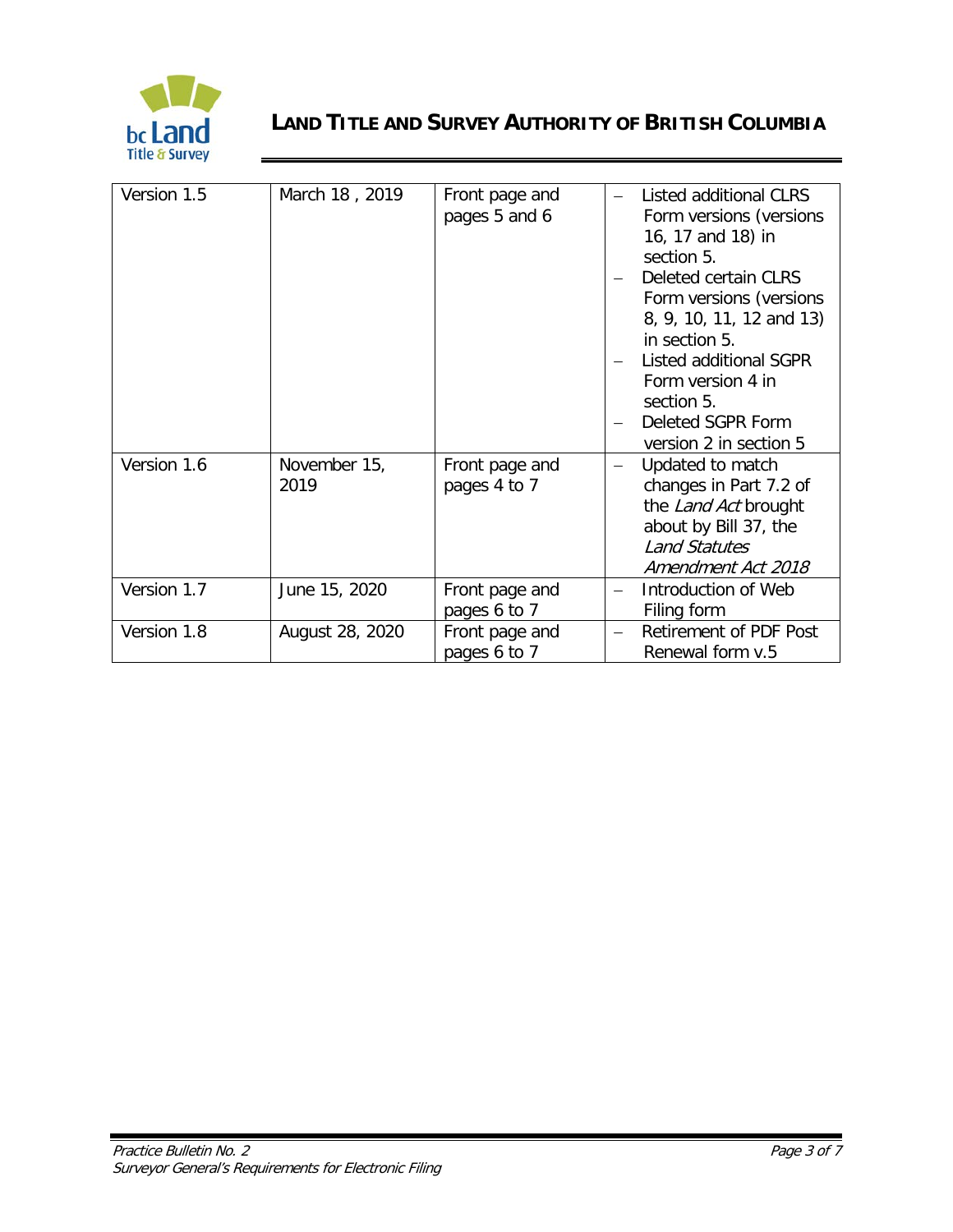| Version 1.5 | March 18 , 2019 | Front page and pages 5 and 6 | – Listed additional CLRS Form versions (versions 16, 17 and 18) in section 5.<br>– Deleted certain CLRS Form versions (versions 8, 9, 10, 11, 12 and 13) in section 5.<br>– Listed additional SGPR Form version 4 in section 5.<br>– Deleted SGPR Form version 2 in section 5 |
|---|---|---|---|
| Version 1.6 | November 15, 2019 | Front page and pages 4 to 7 | – Updated to match changes in Part 7.2 of the *Land Act* brought about by Bill 37, the *Land Statutes Amendment Act 2018* |
| Version 1.7 | June 15, 2020 | Front page and pages 6 to 7 | – Introduction of Web Filing form |
| Version 1.8 | August 28, 2020 | Front page and pages 6 to 7 | – Retirement of PDF Post Renewal form v.5 |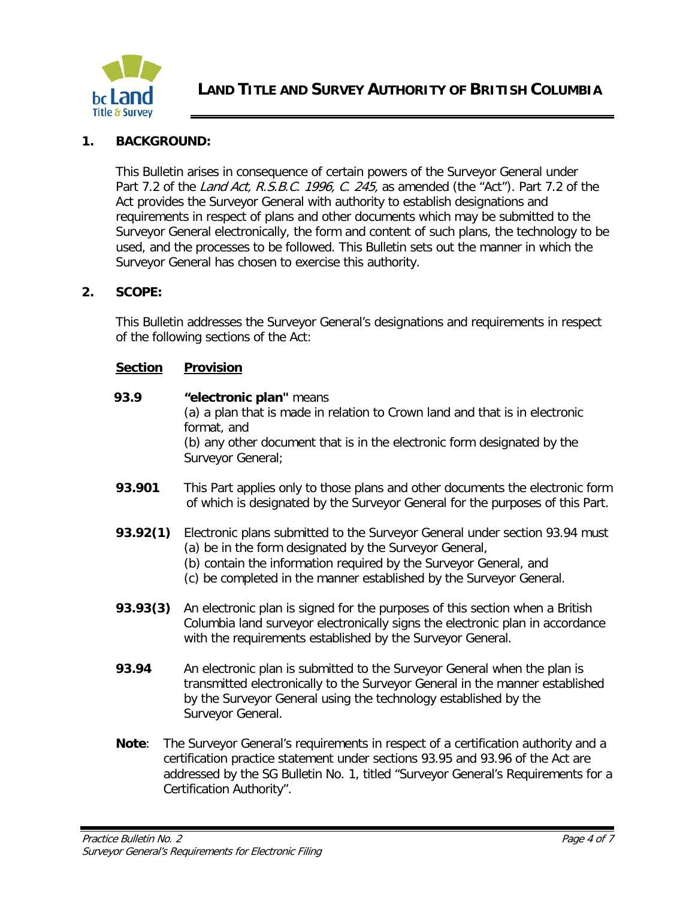## 1. BACKGROUND:

This Bulletin arises in consequence of certain powers of the Surveyor General under Part 7.2 of the *Land Act, R.S.B.C. 1996, C. 245,* as amended (the "Act"). Part 7.2 of the Act provides the Surveyor General with authority to establish designations and requirements in respect of plans and other documents which may be submitted to the Surveyor General electronically, the form and content of such plans, the technology to be used, and the processes to be followed. This Bulletin sets out the manner in which the Surveyor General has chosen to exercise this authority.

## 2. SCOPE:

This Bulletin addresses the Surveyor General's designations and requirements in respect of the following sections of the Act:

| **Section** | **Provision** |
|---|---|
| **93.9** | **"electronic plan"** means<br>(a) a plan that is made in relation to Crown land and that is in electronic format, and<br>(b) any other document that is in the electronic form designated by the Surveyor General; |
| **93.901** | This Part applies only to those plans and other documents the electronic form of which is designated by the Surveyor General for the purposes of this Part. |
| **93.92(1)** | Electronic plans submitted to the Surveyor General under section 93.94 must<br>(a) be in the form designated by the Surveyor General,<br>(b) contain the information required by the Surveyor General, and<br>(c) be completed in the manner established by the Surveyor General. |
| **93.93(3)** | An electronic plan is signed for the purposes of this section when a British Columbia land surveyor electronically signs the electronic plan in accordance with the requirements established by the Surveyor General. |
| **93.94** | An electronic plan is submitted to the Surveyor General when the plan is transmitted electronically to the Surveyor General in the manner established by the Surveyor General using the technology established by the Surveyor General. |

**Note**: The Surveyor General's requirements in respect of a certification authority and a certification practice statement under sections 93.95 and 93.96 of the Act are addressed by the SG Bulletin No. 1, titled "Surveyor General's Requirements for a Certification Authority".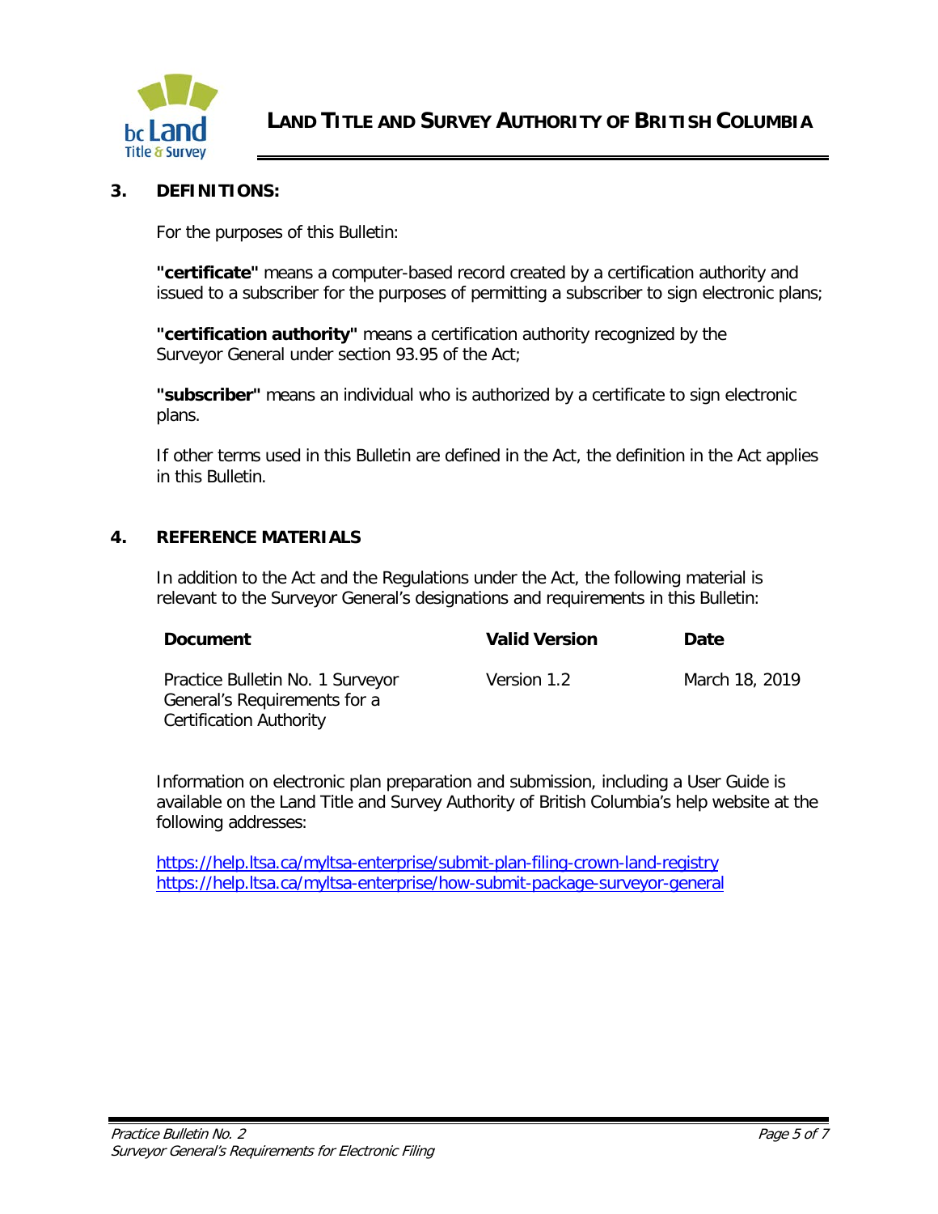## 3. DEFINITIONS:

For the purposes of this Bulletin:

**"certificate"** means a computer-based record created by a certification authority and issued to a subscriber for the purposes of permitting a subscriber to sign electronic plans;

**"certification authority"** means a certification authority recognized by the Surveyor General under section 93.95 of the Act;

**"subscriber"** means an individual who is authorized by a certificate to sign electronic plans.

If other terms used in this Bulletin are defined in the Act, the definition in the Act applies in this Bulletin.

## 4. REFERENCE MATERIALS

In addition to the Act and the Regulations under the Act, the following material is relevant to the Surveyor General's designations and requirements in this Bulletin:

| Document | Valid Version | Date |
| --- | --- | --- |
| Practice Bulletin No. 1 Surveyor General's Requirements for a Certification Authority | Version 1.2 | March 18, 2019 |

Information on electronic plan preparation and submission, including a User Guide is available on the Land Title and Survey Authority of British Columbia's help website at the following addresses:

https://help.ltsa.ca/myltsa-enterprise/submit-plan-filing-crown-land-registry
https://help.ltsa.ca/myltsa-enterprise/how-submit-package-surveyor-general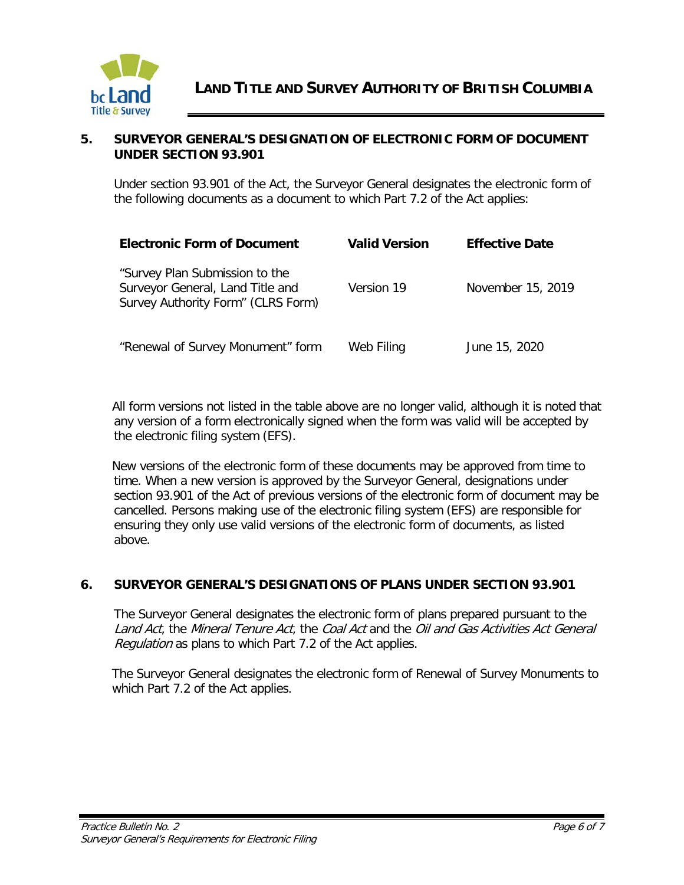## 5. SURVEYOR GENERAL'S DESIGNATION OF ELECTRONIC FORM OF DOCUMENT UNDER SECTION 93.901

Under section 93.901 of the Act, the Surveyor General designates the electronic form of the following documents as a document to which Part 7.2 of the Act applies:

| Electronic Form of Document | Valid Version | Effective Date |
|---|---|---|
| "Survey Plan Submission to the Surveyor General, Land Title and Survey Authority Form" (CLRS Form) | Version 19 | November 15, 2019 |
| "Renewal of Survey Monument" form | Web Filing | June 15, 2020 |

All form versions not listed in the table above are no longer valid, although it is noted that any version of a form electronically signed when the form was valid will be accepted by the electronic filing system (EFS).

New versions of the electronic form of these documents may be approved from time to time. When a new version is approved by the Surveyor General, designations under section 93.901 of the Act of previous versions of the electronic form of document may be cancelled. Persons making use of the electronic filing system (EFS) are responsible for ensuring they only use valid versions of the electronic form of documents, as listed above.

## 6. SURVEYOR GENERAL'S DESIGNATIONS OF PLANS UNDER SECTION 93.901

The Surveyor General designates the electronic form of plans prepared pursuant to the *Land Act*, the *Mineral Tenure Act*, the *Coal Act* and the *Oil and Gas Activities Act General Regulation* as plans to which Part 7.2 of the Act applies.

The Surveyor General designates the electronic form of Renewal of Survey Monuments to which Part 7.2 of the Act applies.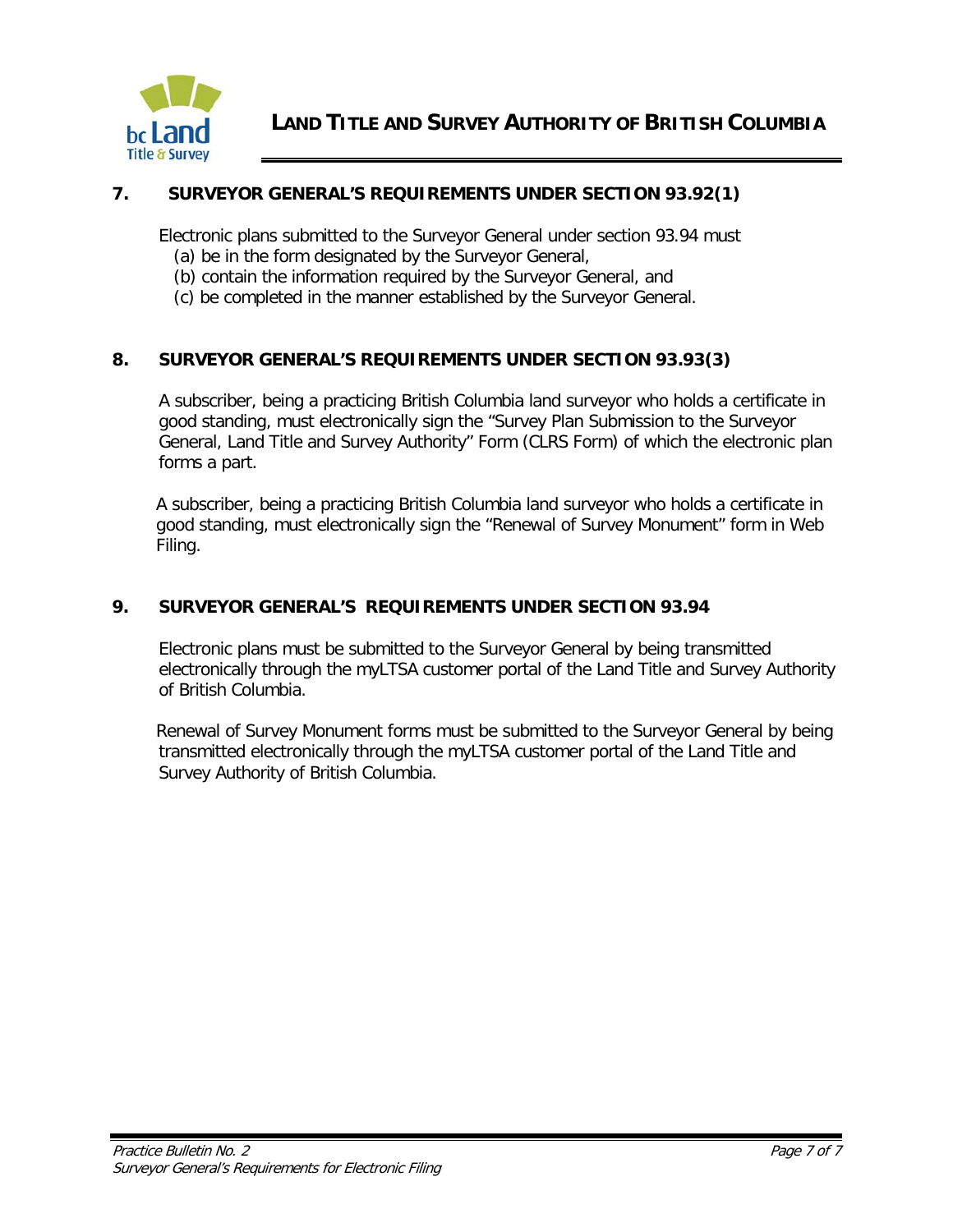## 7. SURVEYOR GENERAL'S REQUIREMENTS UNDER SECTION 93.92(1)

Electronic plans submitted to the Surveyor General under section 93.94 must

(a) be in the form designated by the Surveyor General,
(b) contain the information required by the Surveyor General, and
(c) be completed in the manner established by the Surveyor General.

## 8. SURVEYOR GENERAL'S REQUIREMENTS UNDER SECTION 93.93(3)

A subscriber, being a practicing British Columbia land surveyor who holds a certificate in good standing, must electronically sign the "Survey Plan Submission to the Surveyor General, Land Title and Survey Authority" Form (CLRS Form) of which the electronic plan forms a part.

A subscriber, being a practicing British Columbia land surveyor who holds a certificate in good standing, must electronically sign the "Renewal of Survey Monument" form in Web Filing.

## 9. SURVEYOR GENERAL'S REQUIREMENTS UNDER SECTION 93.94

Electronic plans must be submitted to the Surveyor General by being transmitted electronically through the myLTSA customer portal of the Land Title and Survey Authority of British Columbia.

Renewal of Survey Monument forms must be submitted to the Surveyor General by being transmitted electronically through the myLTSA customer portal of the Land Title and Survey Authority of British Columbia.